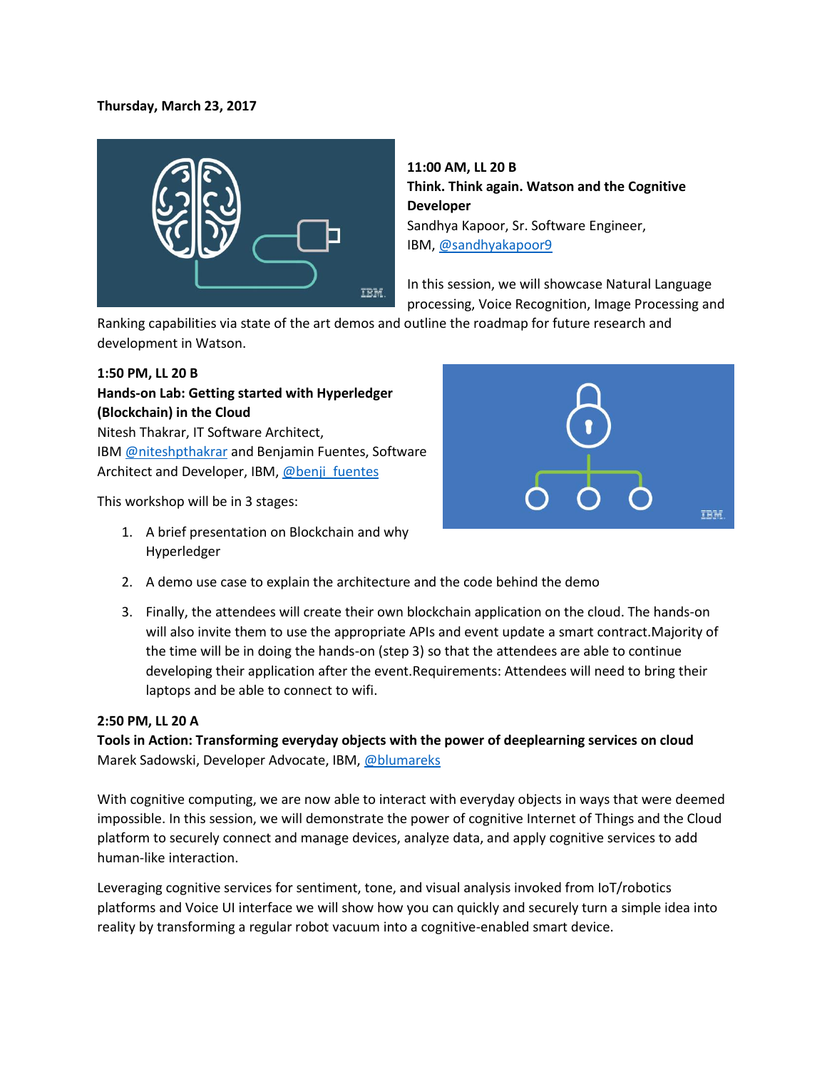**Thursday, March 23, 2017**

**11:00 AM, LL 20 B**
**Think. Think again. Watson and the Cognitive Developer**
Sandhya Kapoor, Sr. Software Engineer, IBM, @sandhyakapoor9

In this session, we will showcase Natural Language processing, Voice Recognition, Image Processing and Ranking capabilities via state of the art demos and outline the roadmap for future research and development in Watson.

**1:50 PM, LL 20 B**
**Hands-on Lab: Getting started with Hyperledger (Blockchain) in the Cloud**
Nitesh Thakrar, IT Software Architect, IBM @niteshpthakrar and Benjamin Fuentes, Software Architect and Developer, IBM, @benji_fuentes

This workshop will be in 3 stages:

1. A brief presentation on Blockchain and why Hyperledger
2. A demo use case to explain the architecture and the code behind the demo
3. Finally, the attendees will create their own blockchain application on the cloud. The hands-on will also invite them to use the appropriate APIs and event update a smart contract.Majority of the time will be in doing the hands-on (step 3) so that the attendees are able to continue developing their application after the event.Requirements: Attendees will need to bring their laptops and be able to connect to wifi.

**2:50 PM, LL 20 A**
**Tools in Action: Transforming everyday objects with the power of deeplearning services on cloud**
Marek Sadowski, Developer Advocate, IBM, @blumareks

With cognitive computing, we are now able to interact with everyday objects in ways that were deemed impossible. In this session, we will demonstrate the power of cognitive Internet of Things and the Cloud platform to securely connect and manage devices, analyze data, and apply cognitive services to add human-like interaction.

Leveraging cognitive services for sentiment, tone, and visual analysis invoked from IoT/robotics platforms and Voice UI interface we will show how you can quickly and securely turn a simple idea into reality by transforming a regular robot vacuum into a cognitive-enabled smart device.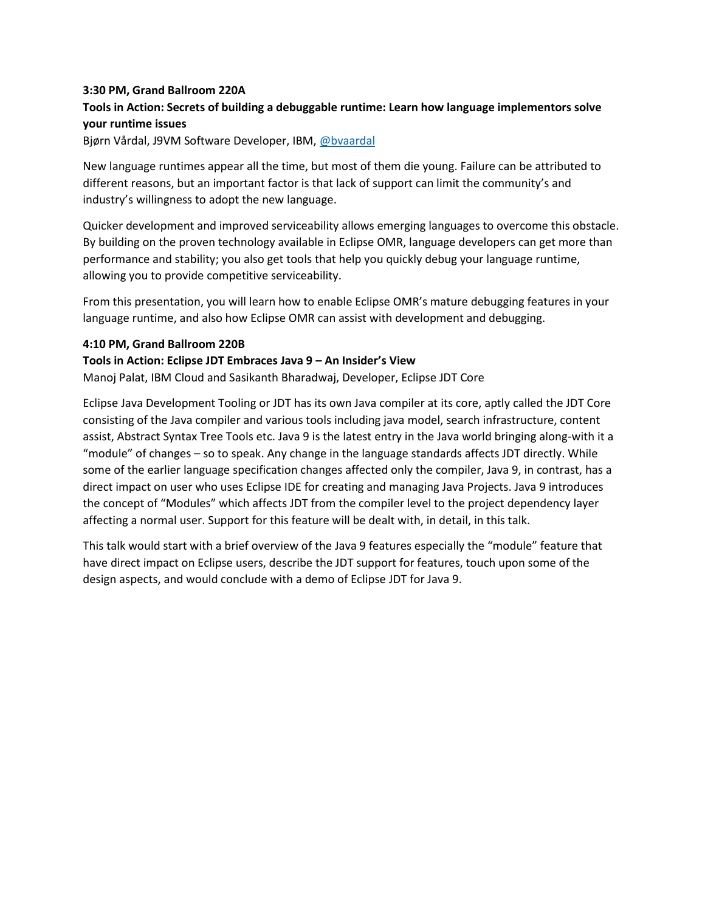**3:30 PM, Grand Ballroom 220A**

**Tools in Action: Secrets of building a debuggable runtime: Learn how language implementors solve your runtime issues**

Bjørn Vårdal, J9VM Software Developer, IBM, @bvaardal

New language runtimes appear all the time, but most of them die young. Failure can be attributed to different reasons, but an important factor is that lack of support can limit the community's and industry's willingness to adopt the new language.

Quicker development and improved serviceability allows emerging languages to overcome this obstacle. By building on the proven technology available in Eclipse OMR, language developers can get more than performance and stability; you also get tools that help you quickly debug your language runtime, allowing you to provide competitive serviceability.

From this presentation, you will learn how to enable Eclipse OMR's mature debugging features in your language runtime, and also how Eclipse OMR can assist with development and debugging.

**4:10 PM, Grand Ballroom 220B**

**Tools in Action: Eclipse JDT Embraces Java 9 – An Insider's View**

Manoj Palat, IBM Cloud and Sasikanth Bharadwaj, Developer, Eclipse JDT Core

Eclipse Java Development Tooling or JDT has its own Java compiler at its core, aptly called the JDT Core consisting of the Java compiler and various tools including java model, search infrastructure, content assist, Abstract Syntax Tree Tools etc. Java 9 is the latest entry in the Java world bringing along-with it a "module" of changes – so to speak. Any change in the language standards affects JDT directly. While some of the earlier language specification changes affected only the compiler, Java 9, in contrast, has a direct impact on user who uses Eclipse IDE for creating and managing Java Projects. Java 9 introduces the concept of "Modules" which affects JDT from the compiler level to the project dependency layer affecting a normal user. Support for this feature will be dealt with, in detail, in this talk.

This talk would start with a brief overview of the Java 9 features especially the "module" feature that have direct impact on Eclipse users, describe the JDT support for features, touch upon some of the design aspects, and would conclude with a demo of Eclipse JDT for Java 9.